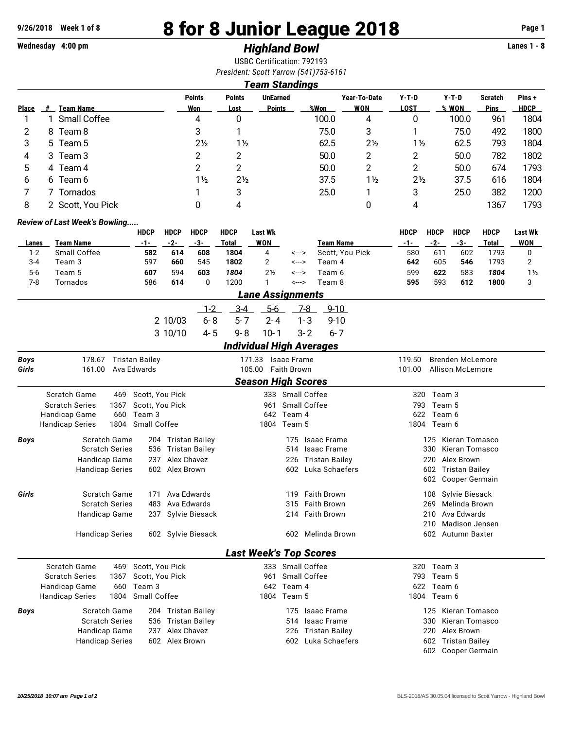**9/26/2018 Week 1 of 8**

# 8 for 8 Junior League 2018

**Wednesday 4:00 pm** | ***Highland Bowl*** | **Lanes 1 - 8**

USBC Certification: 792193

*President: Scott Yarrow (541)753-6161*

## *Team Standings*

| Place | # | Team Name | Points Won | Points Lost | UnEarned Points | %Won | Year-To-Date WON | Y-T-D LOST | Y-T-D % WON | Scratch Pins | Pins + HDCP |
|---|---|---|---|---|---|---|---|---|---|---|---|
| 1 | 1 | Small Coffee | 4 | 0 | | 100.0 | 4 | 0 | 100.0 | 961 | 1804 |
| 2 | 8 | Team 8 | 3 | 1 | | 75.0 | 3 | 1 | 75.0 | 492 | 1800 |
| 3 | 5 | Team 5 | 2½ | 1½ | | 62.5 | 2½ | 1½ | 62.5 | 793 | 1804 |
| 4 | 3 | Team 3 | 2 | 2 | | 50.0 | 2 | 2 | 50.0 | 782 | 1802 |
| 5 | 4 | Team 4 | 2 | 2 | | 50.0 | 2 | 2 | 50.0 | 674 | 1793 |
| 6 | 6 | Team 6 | 1½ | 2½ | | 37.5 | 1½ | 2½ | 37.5 | 616 | 1804 |
| 7 | 7 | Tornados | 1 | 3 | | 25.0 | 1 | 3 | 25.0 | 382 | 1200 |
| 8 | 2 | Scott, You Pick | 0 | 4 | | | 0 | 4 | | 1367 | 1793 |

***Review of Last Week's Bowling.....***

| Lanes | Team Name | HDCP -1- | HDCP -2- | HDCP -3- | HDCP Total | Last Wk WON | | Team Name | HDCP -1- | HDCP -2- | HDCP -3- | HDCP Total | Last Wk WON |
|---|---|---|---|---|---|---|---|---|---|---|---|---|---|
| 1-2 | Small Coffee | **582** | **614** | **608** | **1804** | 4 | <---> | Scott, You Pick | 580 | 611 | 602 | 1793 | 0 |
| 3-4 | Team 3 | 597 | **660** | 545 | **1802** | 2 | <---> | Team 4 | **642** | 605 | **546** | 1793 | 2 |
| 5-6 | Team 5 | **607** | 594 | **603** | ***1804*** | 2½ | <---> | Team 6 | 599 | **622** | 583 | ***1804*** | 1½ |
| 7-8 | Tornados | 586 | **614** | 0 | 1200 | 1 | <---> | Team 8 | **595** | 593 | **612** | **1800** | 3 |

## *Lane Assignments*

| | | 1-2 | 3-4 | 5-6 | 7-8 | 9-10 |
|---|---|---|---|---|---|---|
| 2 | 10/03 | 6-8 | 5-7 | 2-4 | 1-3 | 9-10 |
| 3 | 10/10 | 4-5 | 9-8 | 10-1 | 3-2 | 6-7 |

## *Individual High Averages*

| | | | | | | |
|---|---|---|---|---|---|---|
| ***Boys*** | 178.67 | Tristan Bailey | 171.33 | Isaac Frame | 119.50 | Brenden McLemore |
| ***Girls*** | 161.00 | Ava Edwards | 105.00 | Faith Brown | 101.00 | Allison McLemore |

## *Season High Scores*

| | | | | | | | |
|---|---|---|---|---|---|---|---|
| | Scratch Game | 469 | Scott, You Pick | 333 | Small Coffee | 320 | Team 3 |
| | Scratch Series | 1367 | Scott, You Pick | 961 | Small Coffee | 793 | Team 5 |
| | Handicap Game | 660 | Team 3 | 642 | Team 4 | 622 | Team 6 |
| | Handicap Series | 1804 | Small Coffee | 1804 | Team 5 | 1804 | Team 6 |
| ***Boys*** | Scratch Game | 204 | Tristan Bailey | 175 | Isaac Frame | 125 | Kieran Tomasco |
| | Scratch Series | 536 | Tristan Bailey | 514 | Isaac Frame | 330 | Kieran Tomasco |
| | Handicap Game | 237 | Alex Chavez | 226 | Tristan Bailey | 220 | Alex Brown |
| | Handicap Series | 602 | Alex Brown | 602 | Luka Schaefers | 602 | Tristan Bailey |
| | | | | | | 602 | Cooper Germain |
| ***Girls*** | Scratch Game | 171 | Ava Edwards | 119 | Faith Brown | 108 | Sylvie Biesack |
| | Scratch Series | 483 | Ava Edwards | 315 | Faith Brown | 269 | Melinda Brown |
| | Handicap Game | 237 | Sylvie Biesack | 214 | Faith Brown | 210 | Ava Edwards |
| | | | | | | 210 | Madison Jensen |
| | Handicap Series | 602 | Sylvie Biesack | 602 | Melinda Brown | 602 | Autumn Baxter |

## *Last Week's Top Scores*

| | | | | | | | |
|---|---|---|---|---|---|---|---|
| | Scratch Game | 469 | Scott, You Pick | 333 | Small Coffee | 320 | Team 3 |
| | Scratch Series | 1367 | Scott, You Pick | 961 | Small Coffee | 793 | Team 5 |
| | Handicap Game | 660 | Team 3 | 642 | Team 4 | 622 | Team 6 |
| | Handicap Series | 1804 | Small Coffee | 1804 | Team 5 | 1804 | Team 6 |
| ***Boys*** | Scratch Game | 204 | Tristan Bailey | 175 | Isaac Frame | 125 | Kieran Tomasco |
| | Scratch Series | 536 | Tristan Bailey | 514 | Isaac Frame | 330 | Kieran Tomasco |
| | Handicap Game | 237 | Alex Chavez | 226 | Tristan Bailey | 220 | Alex Brown |
| | Handicap Series | 602 | Alex Brown | 602 | Luka Schaefers | 602 | Tristan Bailey |
| | | | | | | 602 | Cooper Germain |

*10/25/2018 10:07 am* BLS-2018/AS 30.05.04 licensed to Scott Yarrow - Highland Bowl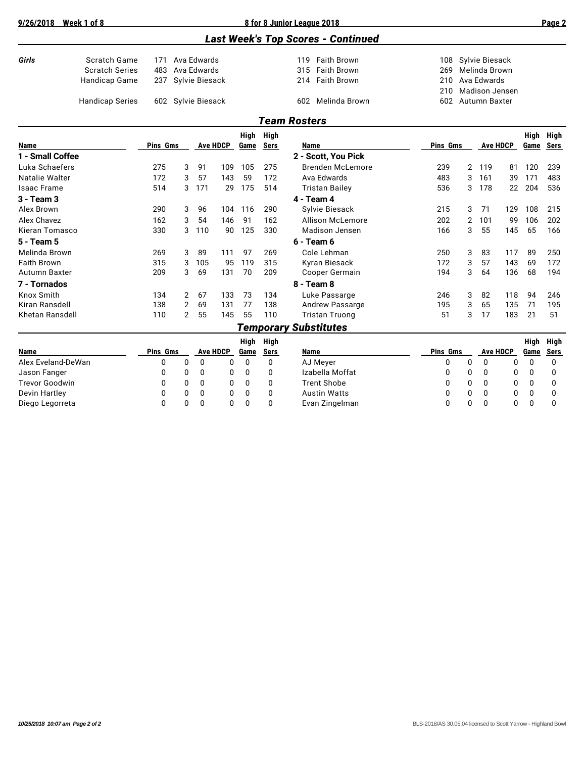## Last Week's Top Scores - Continued

| | | | | |
|---|---|---|---|---|
| ***Girls*** | Scratch Game | 171 Ava Edwards | 119 Faith Brown | 108 Sylvie Biesack |
| | Scratch Series | 483 Ava Edwards | 315 Faith Brown | 269 Melinda Brown |
| | Handicap Game | 237 Sylvie Biesack | 214 Faith Brown | 210 Ava Edwards<br>210 Madison Jensen |
| | Handicap Series | 602 Sylvie Biesack | 602 Melinda Brown | 602 Autumn Baxter |

## Team Rosters

| Name | Pins | Gms | Ave | HDCP | High Game | High Sers | Name | Pins | Gms | Ave | HDCP | High Game | High Sers |
|---|---|---|---|---|---|---|---|---|---|---|---|---|---|
| **1 - Small Coffee** | | | | | | | **2 - Scott, You Pick** | | | | | | |
| Luka Schaefers | 275 | 3 | 91 | 109 | 105 | 275 | Brenden McLemore | 239 | 2 | 119 | 81 | 120 | 239 |
| Natalie Walter | 172 | 3 | 57 | 143 | 59 | 172 | Ava Edwards | 483 | 3 | 161 | 39 | 171 | 483 |
| Isaac Frame | 514 | 3 | 171 | 29 | 175 | 514 | Tristan Bailey | 536 | 3 | 178 | 22 | 204 | 536 |
| **3 - Team 3** | | | | | | | **4 - Team 4** | | | | | | |
| Alex Brown | 290 | 3 | 96 | 104 | 116 | 290 | Sylvie Biesack | 215 | 3 | 71 | 129 | 108 | 215 |
| Alex Chavez | 162 | 3 | 54 | 146 | 91 | 162 | Allison McLemore | 202 | 2 | 101 | 99 | 106 | 202 |
| Kieran Tomasco | 330 | 3 | 110 | 90 | 125 | 330 | Madison Jensen | 166 | 3 | 55 | 145 | 65 | 166 |
| **5 - Team 5** | | | | | | | **6 - Team 6** | | | | | | |
| Melinda Brown | 269 | 3 | 89 | 111 | 97 | 269 | Cole Lehman | 250 | 3 | 83 | 117 | 89 | 250 |
| Faith Brown | 315 | 3 | 105 | 95 | 119 | 315 | Kyran Biesack | 172 | 3 | 57 | 143 | 69 | 172 |
| Autumn Baxter | 209 | 3 | 69 | 131 | 70 | 209 | Cooper Germain | 194 | 3 | 64 | 136 | 68 | 194 |
| **7 - Tornados** | | | | | | | **8 - Team 8** | | | | | | |
| Knox Smith | 134 | 2 | 67 | 133 | 73 | 134 | Luke Passarge | 246 | 3 | 82 | 118 | 94 | 246 |
| Kiran Ransdell | 138 | 2 | 69 | 131 | 77 | 138 | Andrew Passarge | 195 | 3 | 65 | 135 | 71 | 195 |
| Khetan Ransdell | 110 | 2 | 55 | 145 | 55 | 110 | Tristan Truong | 51 | 3 | 17 | 183 | 21 | 51 |

## Temporary Substitutes

| Name | Pins | Gms | Ave | HDCP | High Game | High Sers | Name | Pins | Gms | Ave | HDCP | High Game | High Sers |
|---|---|---|---|---|---|---|---|---|---|---|---|---|---|
| Alex Eveland-DeWan | 0 | 0 | 0 | 0 | 0 | 0 | AJ Meyer | 0 | 0 | 0 | 0 | 0 | 0 |
| Jason Fanger | 0 | 0 | 0 | 0 | 0 | 0 | Izabella Moffat | 0 | 0 | 0 | 0 | 0 | 0 |
| Trevor Goodwin | 0 | 0 | 0 | 0 | 0 | 0 | Trent Shobe | 0 | 0 | 0 | 0 | 0 | 0 |
| Devin Hartley | 0 | 0 | 0 | 0 | 0 | 0 | Austin Watts | 0 | 0 | 0 | 0 | 0 | 0 |
| Diego Legorreta | 0 | 0 | 0 | 0 | 0 | 0 | Evan Zingelman | 0 | 0 | 0 | 0 | 0 | 0 |